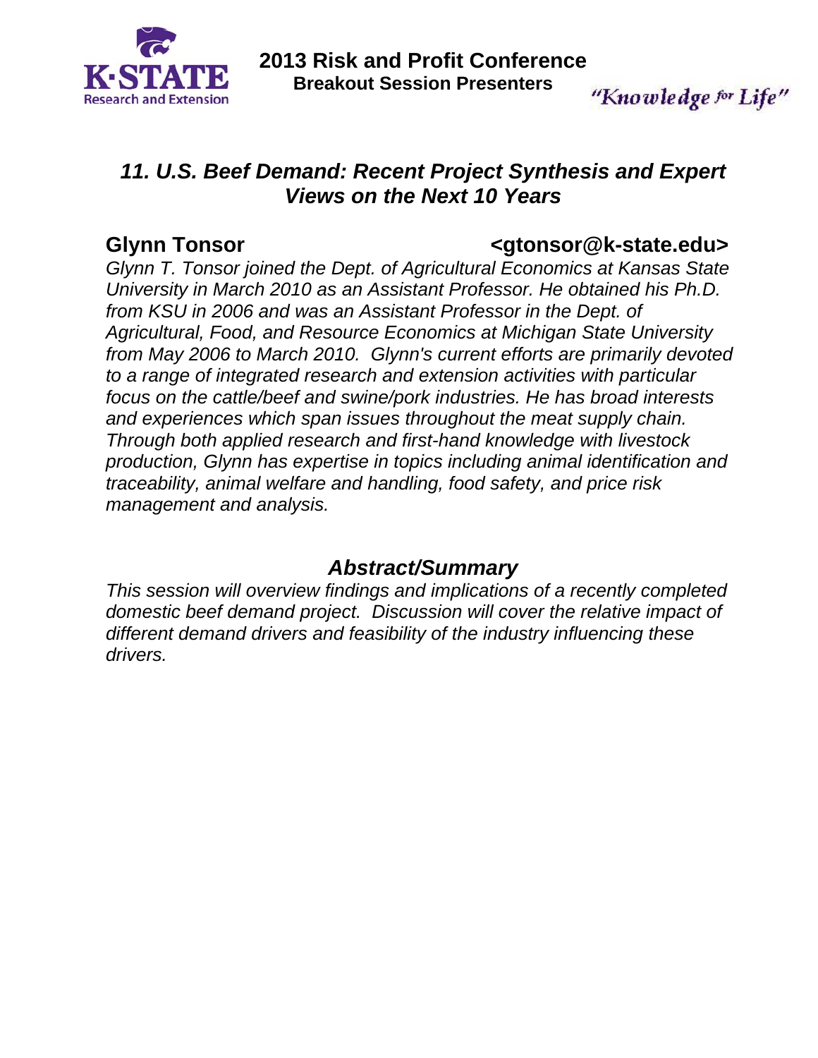# 2013 Risk and Profit Conference

**Breakout Session Presenters**

*"Knowledge for Life"*

## *11. U.S. Beef Demand: Recent Project Synthesis and Expert Views on the Next 10 Years*

**Glynn Tonsor** **<gtonsor@k-state.edu>**

*Glynn T. Tonsor joined the Dept. of Agricultural Economics at Kansas State University in March 2010 as an Assistant Professor. He obtained his Ph.D. from KSU in 2006 and was an Assistant Professor in the Dept. of Agricultural, Food, and Resource Economics at Michigan State University from May 2006 to March 2010. Glynn's current efforts are primarily devoted to a range of integrated research and extension activities with particular focus on the cattle/beef and swine/pork industries. He has broad interests and experiences which span issues throughout the meat supply chain. Through both applied research and first-hand knowledge with livestock production, Glynn has expertise in topics including animal identification and traceability, animal welfare and handling, food safety, and price risk management and analysis.*

### *Abstract/Summary*

*This session will overview findings and implications of a recently completed domestic beef demand project. Discussion will cover the relative impact of different demand drivers and feasibility of the industry influencing these drivers.*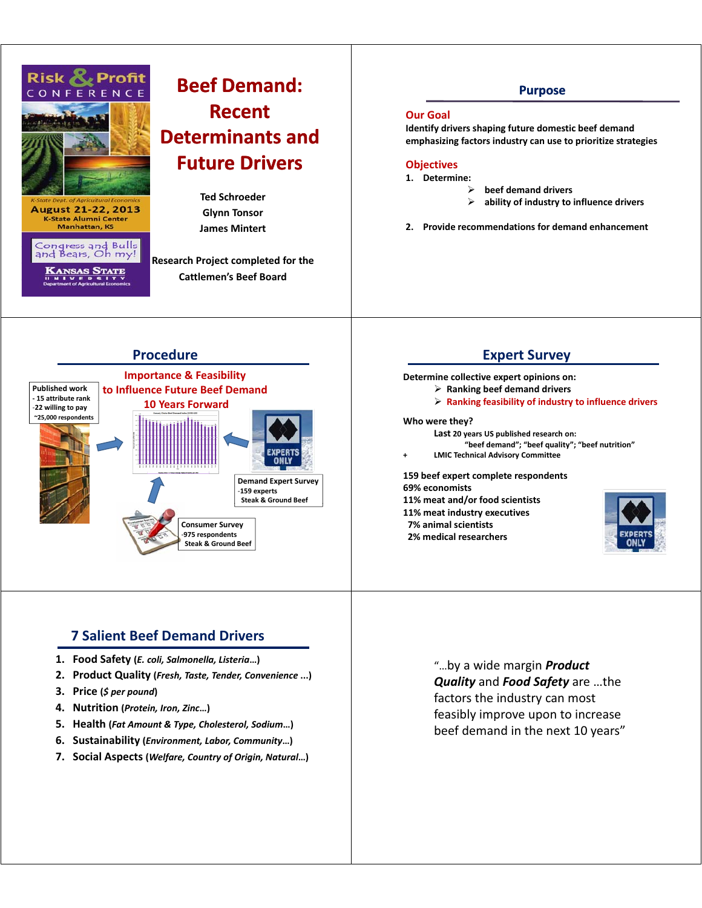# Beef Demand: Recent Determinants and Future Drivers

Ted Schroeder
Glynn Tonsor
James Mintert

Research Project completed for the Cattlemen's Beef Board

Risk & Profit CONFERENCE
K-State Dept. of Agricultural Economics
August 21-22, 2013
K-State Alumni Center
Manhattan, KS
Congress and Bulls and Bears, Oh my!
Kansas State University
Department of Agricultural Economics

## Purpose

**Our Goal**

Identify drivers shaping future domestic beef demand emphasizing factors industry can use to prioritize strategies

**Objectives**

1. Determine:
   - beef demand drivers
   - ability of industry to influence drivers
2. Provide recommendations for demand enhancement

## Procedure

**Importance & Feasibility to Influence Future Beef Demand 10 Years Forward**

Published work
- 15 attribute rank
- 22 willing to pay
- ~25,000 respondents

Demand Expert Survey
- 159 experts
- Steak & Ground Beef

Consumer Survey
- 975 respondents
- Steak & Ground Beef

## Expert Survey

Determine collective expert opinions on:
- Ranking beef demand drivers
- Ranking feasibility of industry to influence drivers

Who were they?

Last 20 years US published research on: "beef demand"; "beef quality"; "beef nutrition"

\+ LMIC Technical Advisory Committee

159 beef expert complete respondents
69% economists
11% meat and/or food scientists
11% meat industry executives
7% animal scientists
2% medical researchers

## 7 Salient Beef Demand Drivers

1. **Food Safety** (*E. coli, Salmonella, Listeria…*)
2. **Product Quality** (*Fresh, Taste, Tender, Convenience ...*)
3. **Price** (*$ per pound*)
4. **Nutrition** (*Protein, Iron, Zinc…*)
5. **Health** (*Fat Amount & Type, Cholesterol, Sodium…*)
6. **Sustainability** (*Environment, Labor, Community…*)
7. **Social Aspects** (*Welfare, Country of Origin, Natural…*)

"…by a wide margin ***Product Quality*** and ***Food Safety*** are …the factors the industry can most feasibly improve upon to increase beef demand in the next 10 years"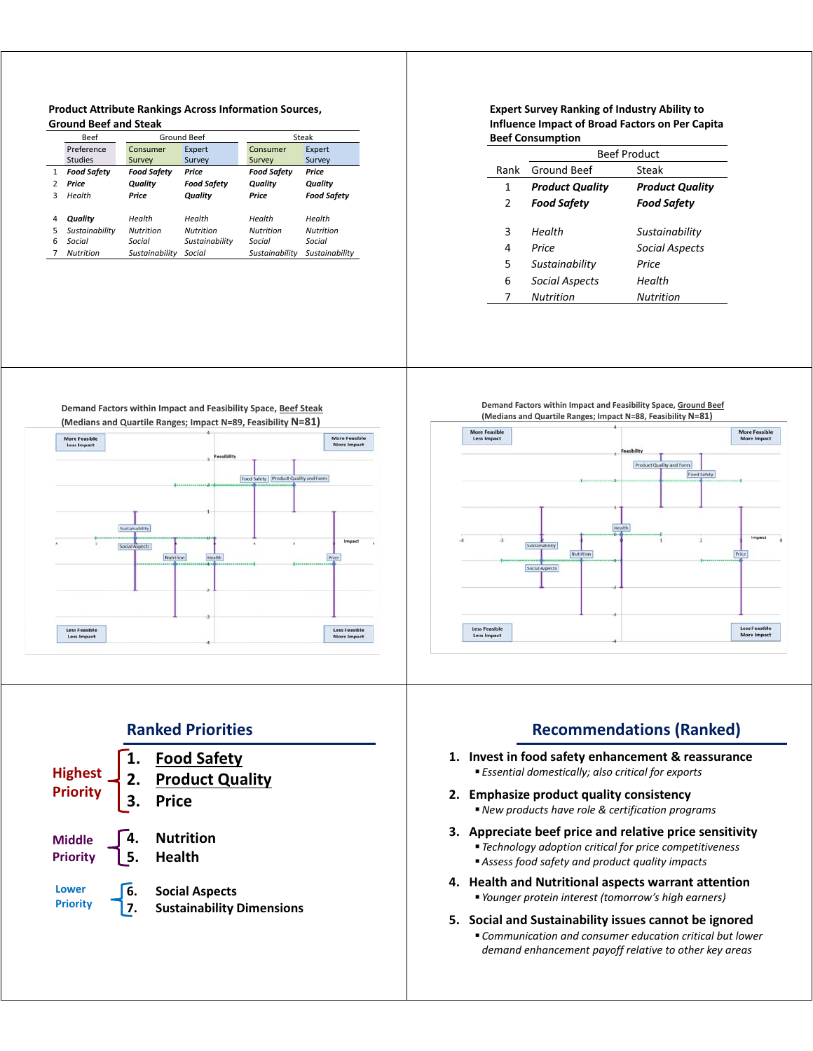**Product Attribute Rankings Across Information Sources, Ground Beef and Steak**

| | Beef | Ground Beef | | Steak | |
|---|---|---|---|---|---|
| | Preference Studies | Consumer Survey | Expert Survey | Consumer Survey | Expert Survey |
| 1 | *Food Safety* | *Food Safety* | *Price* | *Food Safety* | *Price* |
| 2 | *Price* | *Quality* | *Food Safety* | *Quality* | *Quality* |
| 3 | *Health* | *Price* | *Quality* | *Price* | *Food Safety* |
| 4 | *Quality* | *Health* | *Health* | *Health* | *Health* |
| 5 | *Sustainability* | *Nutrition* | *Nutrition* | *Nutrition* | *Nutrition* |
| 6 | *Social* | *Social* | *Sustainability* | *Social* | *Social* |
| 7 | *Nutrition* | *Sustainability* | *Social* | *Sustainability* | *Sustainability* |

**Expert Survey Ranking of Industry Ability to Influence Impact of Broad Factors on Per Capita Beef Consumption**

| | Beef Product | |
|---|---|---|
| Rank | Ground Beef | Steak |
| 1 | ***Product Quality*** | ***Product Quality*** |
| 2 | ***Food Safety*** | ***Food Safety*** |
| 3 | *Health* | *Sustainability* |
| 4 | *Price* | *Social Aspects* |
| 5 | *Sustainability* | *Price* |
| 6 | *Social Aspects* | *Health* |
| 7 | *Nutrition* | *Nutrition* |

**Demand Factors within Impact and Feasibility Space, Beef Steak (Medians and Quartile Ranges; Impact N=89, Feasibility N=81)**

**Demand Factors within Impact and Feasibility Space, Ground Beef (Medians and Quartile Ranges; Impact N=88, Feasibility N=81)**

## Ranked Priorities

**Highest Priority**

1. Food Safety
2. Product Quality
3. Price

**Middle Priority**

4. Nutrition
5. Health

**Lower Priority**

6. Social Aspects
7. Sustainability Dimensions

## Recommendations (Ranked)

1. **Invest in food safety enhancement & reassurance**
   - *Essential domestically; also critical for exports*
2. **Emphasize product quality consistency**
   - *New products have role & certification programs*
3. **Appreciate beef price and relative price sensitivity**
   - *Technology adoption critical for price competitiveness*
   - *Assess food safety and product quality impacts*
4. **Health and Nutritional aspects warrant attention**
   - *Younger protein interest (tomorrow's high earners)*
5. **Social and Sustainability issues cannot be ignored**
   - *Communication and consumer education critical but lower demand enhancement payoff relative to other key areas*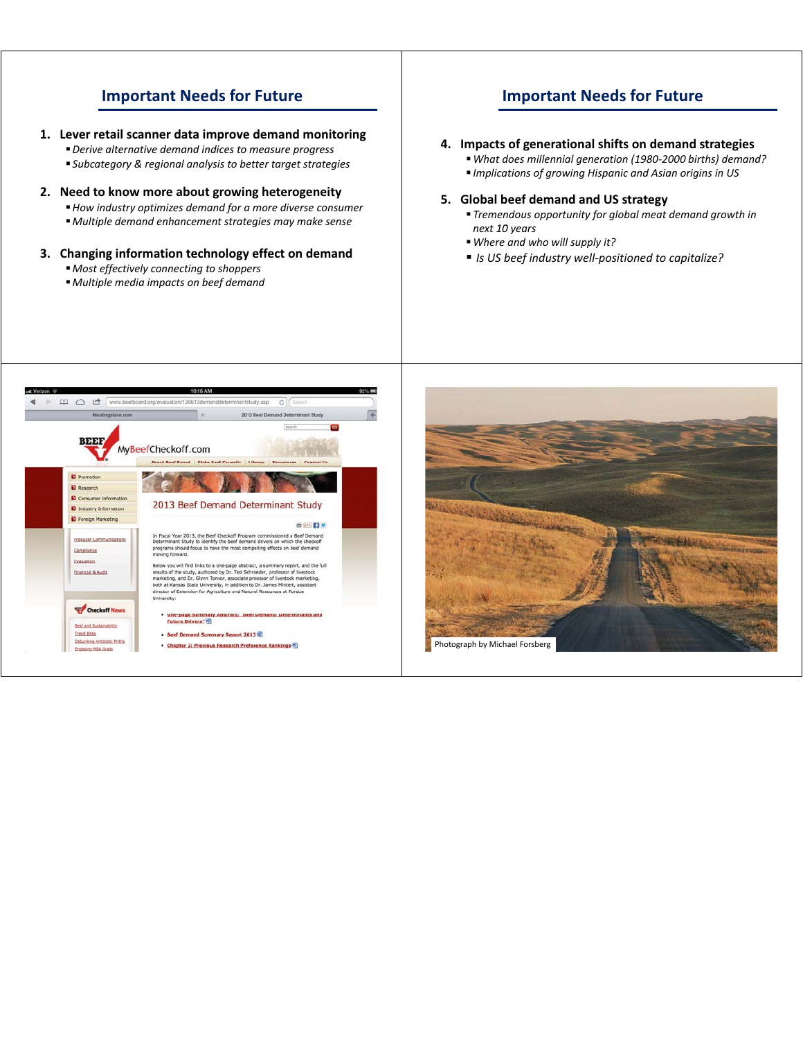## Important Needs for Future

1. **Lever retail scanner data improve demand monitoring**
   - *Derive alternative demand indices to measure progress*
   - *Subcategory & regional analysis to better target strategies*
2. **Need to know more about growing heterogeneity**
   - *How industry optimizes demand for a more diverse consumer*
   - *Multiple demand enhancement strategies may make sense*
3. **Changing information technology effect on demand**
   - *Most effectively connecting to shoppers*
   - *Multiple media impacts on beef demand*

## Important Needs for Future

4. **Impacts of generational shifts on demand strategies**
   - *What does millennial generation (1980-2000 births) demand?*
   - *Implications of growing Hispanic and Asian origins in US*
5. **Global beef demand and US strategy**
   - *Tremendous opportunity for global meat demand growth in next 10 years*
   - *Where and who will supply it?*
   - *Is US beef industry well-positioned to capitalize?*

Photograph by Michael Forsberg